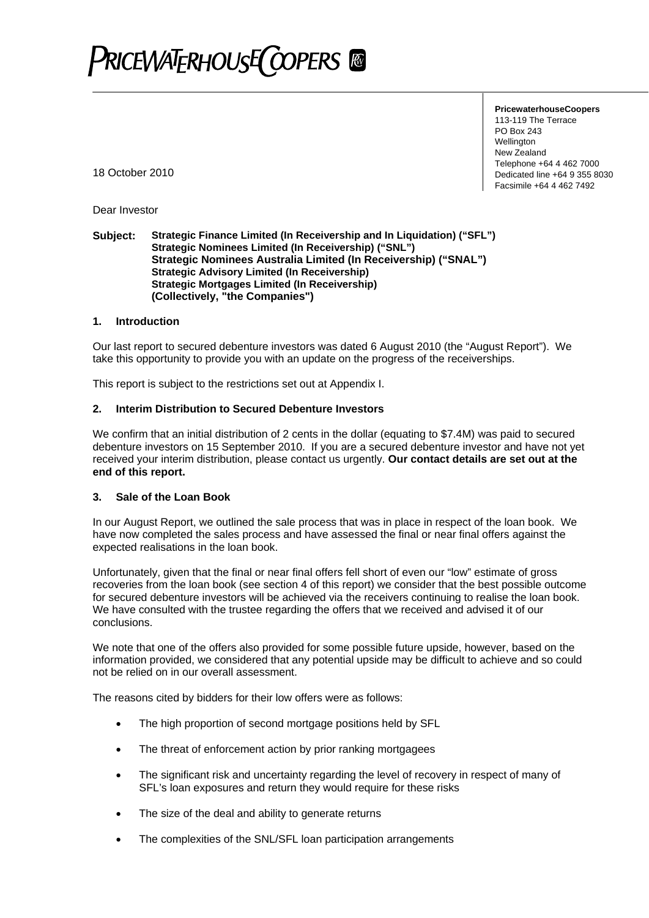PRICEWATERHOUSECOOPERS

**PricewaterhouseCoopers**
113-119 The Terrace
PO Box 243
Wellington
New Zealand
Telephone +64 4 462 7000
Dedicated line +64 9 355 8030
Facsimile +64 4 462 7492

18 October 2010

Dear Investor

**Subject: Strategic Finance Limited (In Receivership and In Liquidation) ("SFL")**
**Strategic Nominees Limited (In Receivership) ("SNL")**
**Strategic Nominees Australia Limited (In Receivership) ("SNAL")**
**Strategic Advisory Limited (In Receivership)**
**Strategic Mortgages Limited (In Receivership)**
**(Collectively, "the Companies")**

## 1. Introduction

Our last report to secured debenture investors was dated 6 August 2010 (the "August Report"). We take this opportunity to provide you with an update on the progress of the receiverships.

This report is subject to the restrictions set out at Appendix I.

## 2. Interim Distribution to Secured Debenture Investors

We confirm that an initial distribution of 2 cents in the dollar (equating to $7.4M) was paid to secured debenture investors on 15 September 2010. If you are a secured debenture investor and have not yet received your interim distribution, please contact us urgently. **Our contact details are set out at the end of this report.**

## 3. Sale of the Loan Book

In our August Report, we outlined the sale process that was in place in respect of the loan book. We have now completed the sales process and have assessed the final or near final offers against the expected realisations in the loan book.

Unfortunately, given that the final or near final offers fell short of even our "low" estimate of gross recoveries from the loan book (see section 4 of this report) we consider that the best possible outcome for secured debenture investors will be achieved via the receivers continuing to realise the loan book. We have consulted with the trustee regarding the offers that we received and advised it of our conclusions.

We note that one of the offers also provided for some possible future upside, however, based on the information provided, we considered that any potential upside may be difficult to achieve and so could not be relied on in our overall assessment.

The reasons cited by bidders for their low offers were as follows:

- The high proportion of second mortgage positions held by SFL
- The threat of enforcement action by prior ranking mortgagees
- The significant risk and uncertainty regarding the level of recovery in respect of many of SFL's loan exposures and return they would require for these risks
- The size of the deal and ability to generate returns
- The complexities of the SNL/SFL loan participation arrangements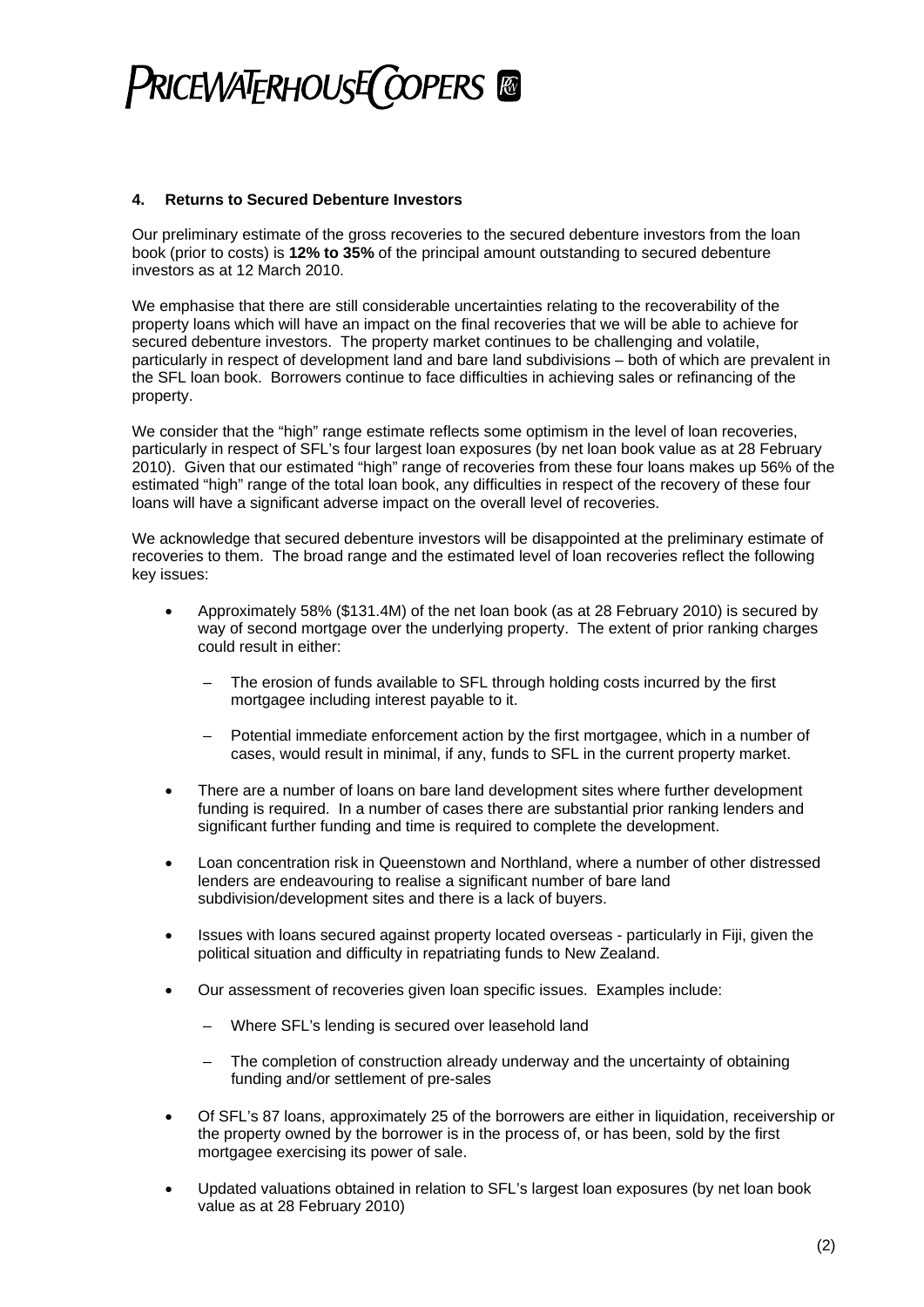## 4. Returns to Secured Debenture Investors

Our preliminary estimate of the gross recoveries to the secured debenture investors from the loan book (prior to costs) is **12% to 35%** of the principal amount outstanding to secured debenture investors as at 12 March 2010.

We emphasise that there are still considerable uncertainties relating to the recoverability of the property loans which will have an impact on the final recoveries that we will be able to achieve for secured debenture investors. The property market continues to be challenging and volatile, particularly in respect of development land and bare land subdivisions – both of which are prevalent in the SFL loan book. Borrowers continue to face difficulties in achieving sales or refinancing of the property.

We consider that the "high" range estimate reflects some optimism in the level of loan recoveries, particularly in respect of SFL's four largest loan exposures (by net loan book value as at 28 February 2010). Given that our estimated "high" range of recoveries from these four loans makes up 56% of the estimated "high" range of the total loan book, any difficulties in respect of the recovery of these four loans will have a significant adverse impact on the overall level of recoveries.

We acknowledge that secured debenture investors will be disappointed at the preliminary estimate of recoveries to them. The broad range and the estimated level of loan recoveries reflect the following key issues:

- Approximately 58% ($131.4M) of the net loan book (as at 28 February 2010) is secured by way of second mortgage over the underlying property. The extent of prior ranking charges could result in either:
  - The erosion of funds available to SFL through holding costs incurred by the first mortgagee including interest payable to it.
  - Potential immediate enforcement action by the first mortgagee, which in a number of cases, would result in minimal, if any, funds to SFL in the current property market.
- There are a number of loans on bare land development sites where further development funding is required. In a number of cases there are substantial prior ranking lenders and significant further funding and time is required to complete the development.
- Loan concentration risk in Queenstown and Northland, where a number of other distressed lenders are endeavouring to realise a significant number of bare land subdivision/development sites and there is a lack of buyers.
- Issues with loans secured against property located overseas - particularly in Fiji, given the political situation and difficulty in repatriating funds to New Zealand.
- Our assessment of recoveries given loan specific issues. Examples include:
  - Where SFL's lending is secured over leasehold land
  - The completion of construction already underway and the uncertainty of obtaining funding and/or settlement of pre-sales
- Of SFL's 87 loans, approximately 25 of the borrowers are either in liquidation, receivership or the property owned by the borrower is in the process of, or has been, sold by the first mortgagee exercising its power of sale.
- Updated valuations obtained in relation to SFL's largest loan exposures (by net loan book value as at 28 February 2010)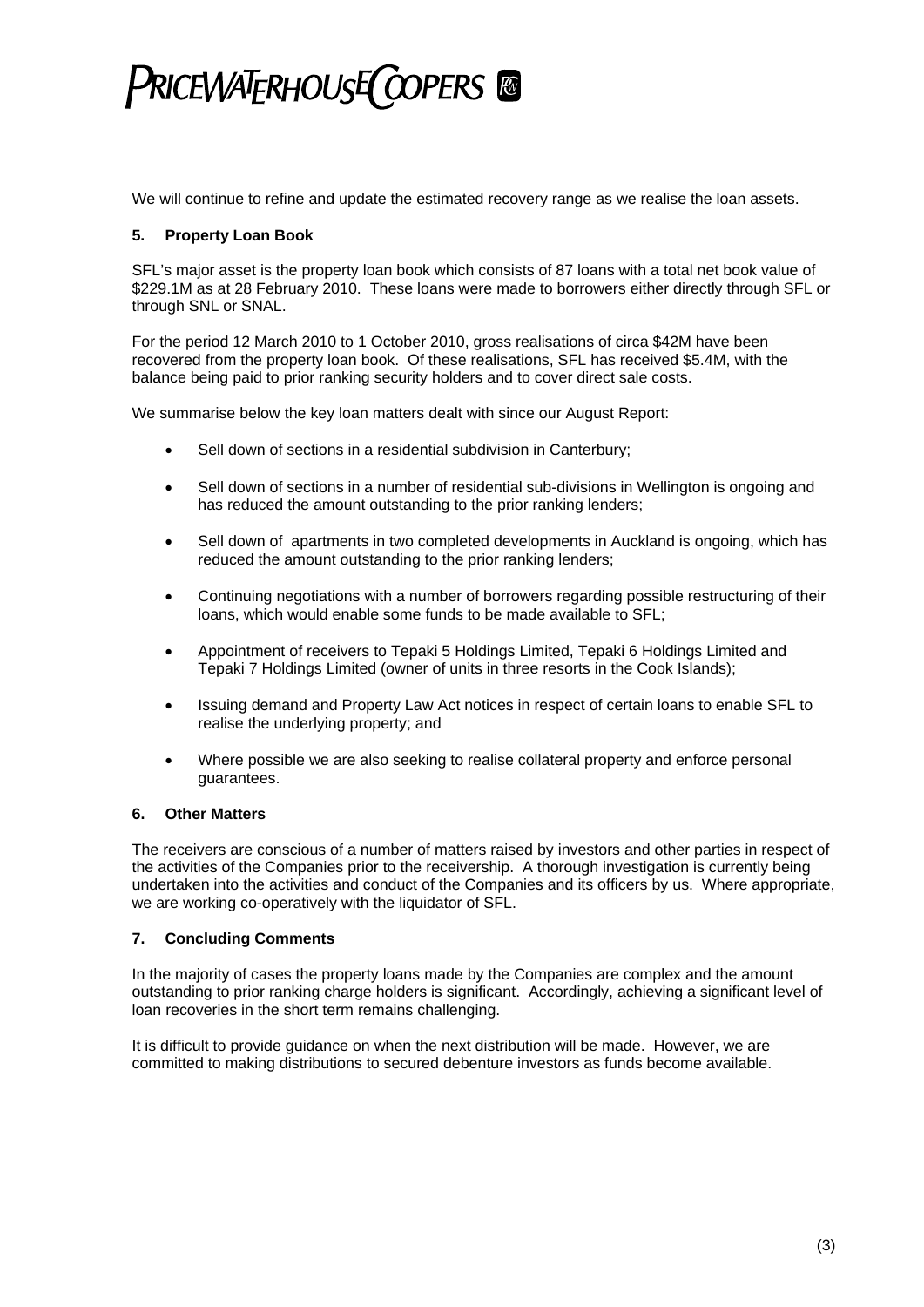We will continue to refine and update the estimated recovery range as we realise the loan assets.

## 5. Property Loan Book

SFL's major asset is the property loan book which consists of 87 loans with a total net book value of \$229.1M as at 28 February 2010. These loans were made to borrowers either directly through SFL or through SNL or SNAL.

For the period 12 March 2010 to 1 October 2010, gross realisations of circa \$42M have been recovered from the property loan book. Of these realisations, SFL has received \$5.4M, with the balance being paid to prior ranking security holders and to cover direct sale costs.

We summarise below the key loan matters dealt with since our August Report:

- Sell down of sections in a residential subdivision in Canterbury;
- Sell down of sections in a number of residential sub-divisions in Wellington is ongoing and has reduced the amount outstanding to the prior ranking lenders;
- Sell down of apartments in two completed developments in Auckland is ongoing, which has reduced the amount outstanding to the prior ranking lenders;
- Continuing negotiations with a number of borrowers regarding possible restructuring of their loans, which would enable some funds to be made available to SFL;
- Appointment of receivers to Tepaki 5 Holdings Limited, Tepaki 6 Holdings Limited and Tepaki 7 Holdings Limited (owner of units in three resorts in the Cook Islands);
- Issuing demand and Property Law Act notices in respect of certain loans to enable SFL to realise the underlying property; and
- Where possible we are also seeking to realise collateral property and enforce personal guarantees.

## 6. Other Matters

The receivers are conscious of a number of matters raised by investors and other parties in respect of the activities of the Companies prior to the receivership. A thorough investigation is currently being undertaken into the activities and conduct of the Companies and its officers by us. Where appropriate, we are working co-operatively with the liquidator of SFL.

## 7. Concluding Comments

In the majority of cases the property loans made by the Companies are complex and the amount outstanding to prior ranking charge holders is significant. Accordingly, achieving a significant level of loan recoveries in the short term remains challenging.

It is difficult to provide guidance on when the next distribution will be made. However, we are committed to making distributions to secured debenture investors as funds become available.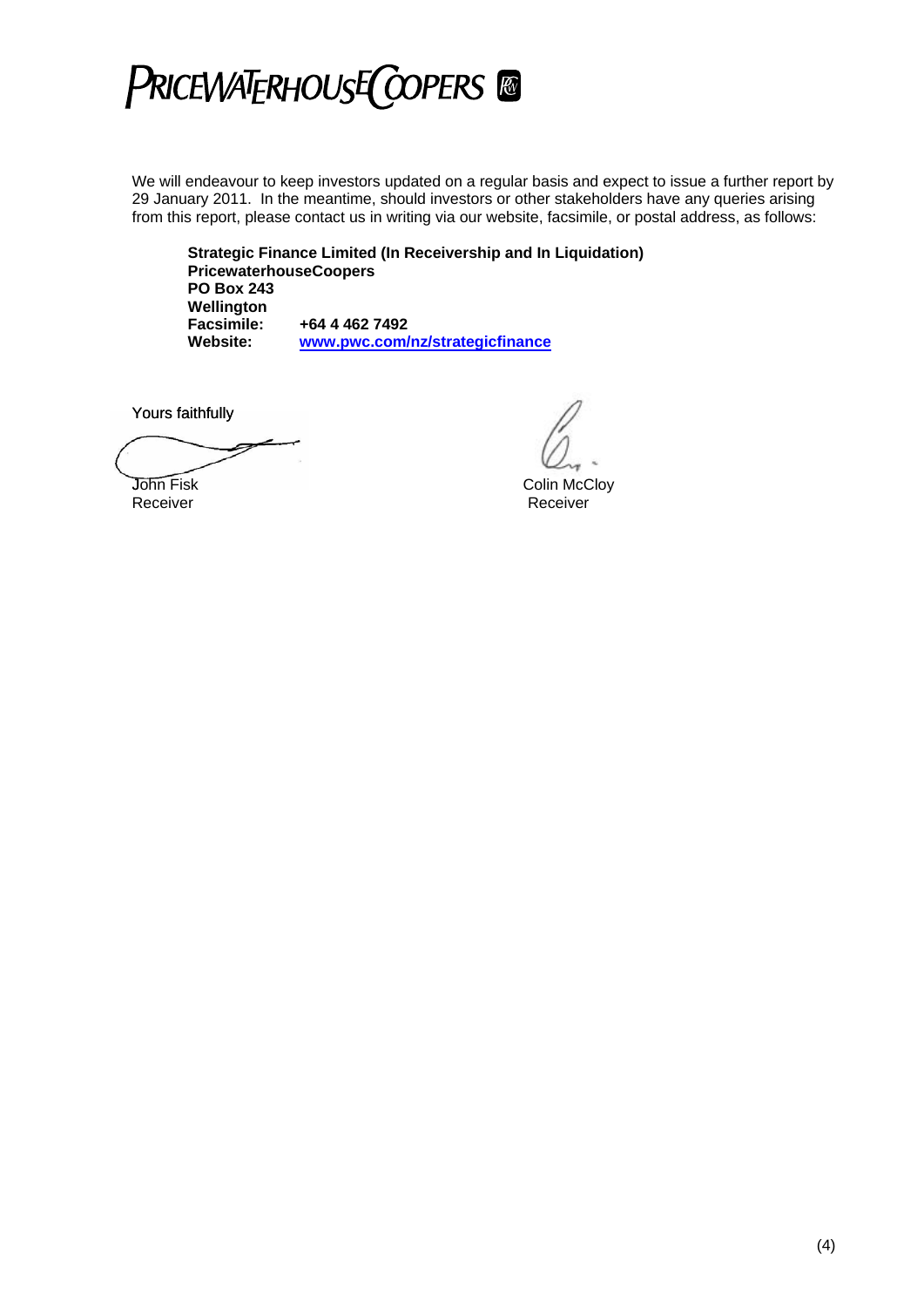We will endeavour to keep investors updated on a regular basis and expect to issue a further report by 29 January 2011. In the meantime, should investors or other stakeholders have any queries arising from this report, please contact us in writing via our website, facsimile, or postal address, as follows:

**Strategic Finance Limited (In Receivership and In Liquidation)**
**PricewaterhouseCoopers**
**PO Box 243**
**Wellington**
**Facsimile: +64 4 462 7492**
**Website: www.pwc.com/nz/strategicfinance**

Yours faithfully

John Fisk
Receiver

Colin McCloy
Receiver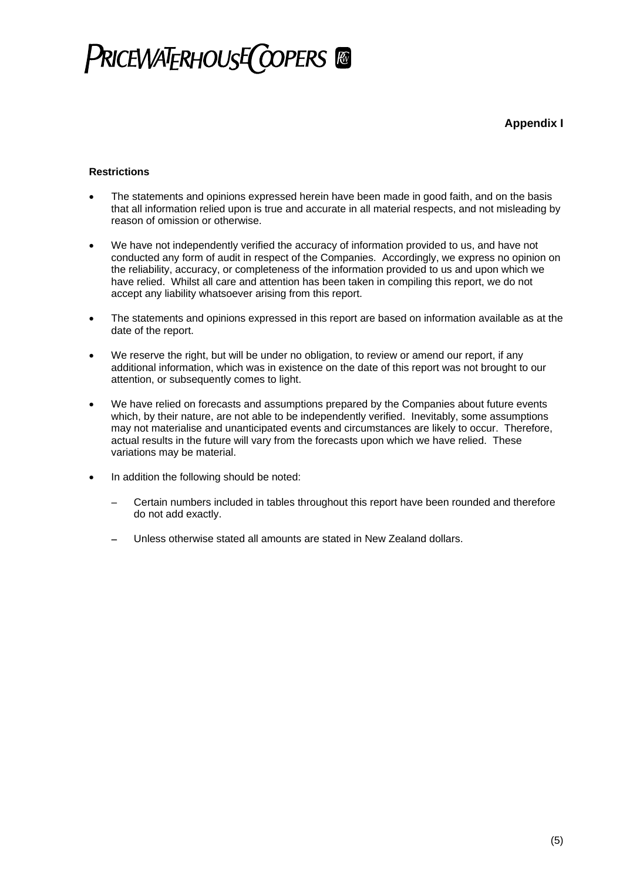PRICEWATERHOUSECOOPERS

**Appendix I**

**Restrictions**

- The statements and opinions expressed herein have been made in good faith, and on the basis that all information relied upon is true and accurate in all material respects, and not misleading by reason of omission or otherwise.
- We have not independently verified the accuracy of information provided to us, and have not conducted any form of audit in respect of the Companies. Accordingly, we express no opinion on the reliability, accuracy, or completeness of the information provided to us and upon which we have relied. Whilst all care and attention has been taken in compiling this report, we do not accept any liability whatsoever arising from this report.
- The statements and opinions expressed in this report are based on information available as at the date of the report.
- We reserve the right, but will be under no obligation, to review or amend our report, if any additional information, which was in existence on the date of this report was not brought to our attention, or subsequently comes to light.
- We have relied on forecasts and assumptions prepared by the Companies about future events which, by their nature, are not able to be independently verified. Inevitably, some assumptions may not materialise and unanticipated events and circumstances are likely to occur. Therefore, actual results in the future will vary from the forecasts upon which we have relied. These variations may be material.
- In addition the following should be noted:
  - Certain numbers included in tables throughout this report have been rounded and therefore do not add exactly.
  - Unless otherwise stated all amounts are stated in New Zealand dollars.